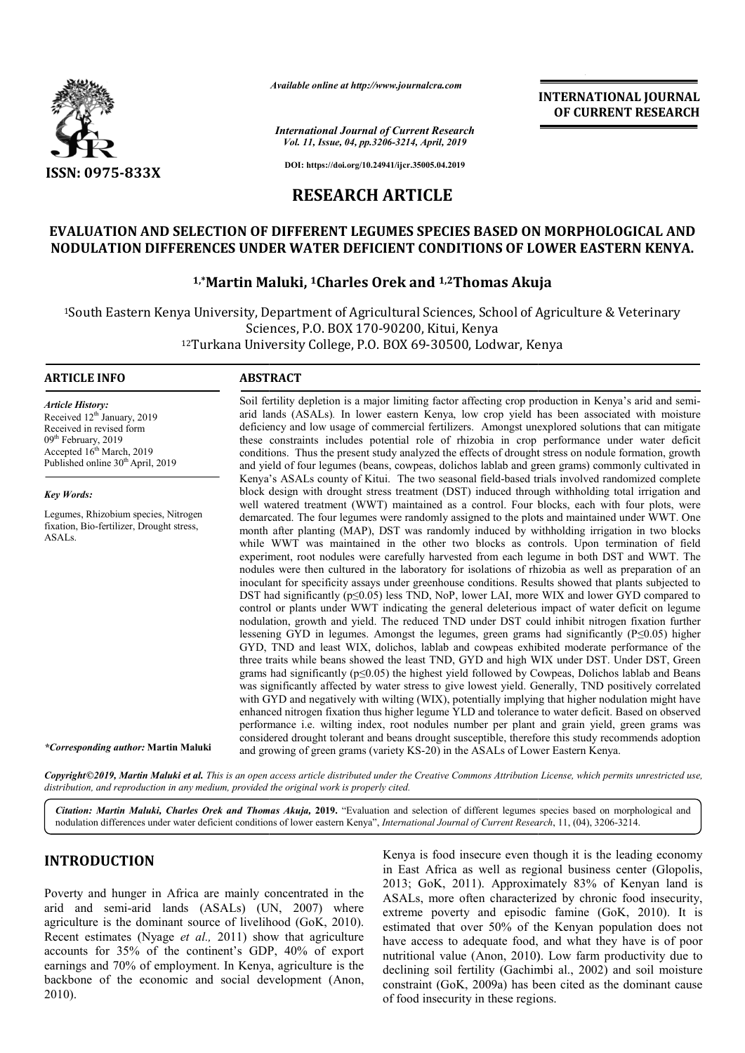# RESEARCH ARTICLE

## EVALUATION AND SELECTION OF DIFFERENT LEGUMES SPECIES BASED ON MORPHOLOGICAL AND NODULATION DIFFERENCES UNDER WATER DEFICIENT CONDITIONS OF LOWER EASTERN KENYA.

**[1,*]Martin Maluki, [1]Charles Orek and [1,2]Thomas Akuja**

[1]South Eastern Kenya University, Department of Agricultural Sciences, School of Agriculture & Veterinary Sciences, P.O. BOX 170-90200, Kitui, Kenya

[12]Turkana University College, P.O. BOX 69-30500, Lodwar, Kenya

### ARTICLE INFO

*Article History:*
Received 12[th] January, 2019
Received in revised form 09[th] February, 2019
Accepted 16[th] March, 2019
Published online 30[th] April, 2019

*Key Words:*

Legumes, Rhizobium species, Nitrogen fixation, Bio-fertilizer, Drought stress, ASALs.

**\*Corresponding author:** Martin Maluki

### ABSTRACT

Soil fertility depletion is a major limiting factor affecting crop production in Kenya's arid and semi-arid lands (ASALs). In lower eastern Kenya, low crop yield has been associated with moisture deficiency and low usage of commercial fertilizers. Amongst unexplored solutions that can mitigate these constraints includes potential role of rhizobia in crop performance under water deficit conditions. Thus the present study analyzed the effects of drought stress on nodule formation, growth and yield of four legumes (beans, cowpeas, dolichos lablab and green grams) commonly cultivated in Kenya's ASALs county of Kitui. The two seasonal field-based trials involved randomized complete block design with drought stress treatment (DST) induced through withholding total irrigation and well watered treatment (WWT) maintained as a control. Four blocks, each with four plots, were demarcated. The four legumes were randomly assigned to the plots and maintained under WWT. One month after planting (MAP), DST was randomly induced by withholding irrigation in two blocks while WWT was maintained in the other two blocks as controls. Upon termination of field experiment, root nodules were carefully harvested from each legume in both DST and WWT. The nodules were then cultured in the laboratory for isolations of rhizobia as well as preparation of an inoculant for specificity assays under greenhouse conditions. Results showed that plants subjected to DST had significantly ($p \leq 0.05$) less TND, NoP, lower LAI, more WIX and lower GYD compared to control or plants under WWT indicating the general deleterious impact of water deficit on legume nodulation, growth and yield. The reduced TND under DST could inhibit nitrogen fixation further lessening GYD in legumes. Amongst the legumes, green grams had significantly ($P \leq 0.05$) higher GYD, TND and least WIX, dolichos, lablab and cowpeas exhibited moderate performance of the three traits while beans showed the least TND, GYD and high WIX under DST. Under DST, Green grams had significantly ($p \leq 0.05$) the highest yield followed by Cowpeas, Dolichos lablab and Beans was significantly affected by water stress to give lowest yield. Generally, TND positively correlated with GYD and negatively with wilting (WIX), potentially implying that higher nodulation might have enhanced nitrogen fixation thus higher legume YLD and tolerance to water deficit. Based on observed performance i.e. wilting index, root nodules number per plant and grain yield, green grams was considered drought tolerant and beans drought susceptible, therefore this study recommends adoption and growing of green grams (variety KS-20) in the ASALs of Lower Eastern Kenya.

*Copyright©2019, Martin Maluki et al. This is an open access article distributed under the Creative Commons Attribution License, which permits unrestricted use, distribution, and reproduction in any medium, provided the original work is properly cited.*

***Citation:** Martin Maluki, Charles Orek and Thomas Akuja,* **2019.** "Evaluation and selection of different legumes species based on morphological and nodulation differences under water deficient conditions of lower eastern Kenya", *International Journal of Current Research*, 11, (04), 3206-3214.

## INTRODUCTION

Poverty and hunger in Africa are mainly concentrated in the arid and semi-arid lands (ASALs) (UN, 2007) where agriculture is the dominant source of livelihood (GoK, 2010). Recent estimates (Nyage *et al.,* 2011) show that agriculture accounts for 35% of the continent's GDP, 40% of export earnings and 70% of employment. In Kenya, agriculture is the backbone of the economic and social development (Anon, 2010).

Kenya is food insecure even though it is the leading economy in East Africa as well as regional business center (Glopolis, 2013; GoK, 2011). Approximately 83% of Kenyan land is ASALs, more often characterized by chronic food insecurity, extreme poverty and episodic famine (GoK, 2010). It is estimated that over 50% of the Kenyan population does not have access to adequate food, and what they have is of poor nutritional value (Anon, 2010). Low farm productivity due to declining soil fertility (Gachimbi al., 2002) and soil moisture constraint (GoK, 2009a) has been cited as the dominant cause of food insecurity in these regions.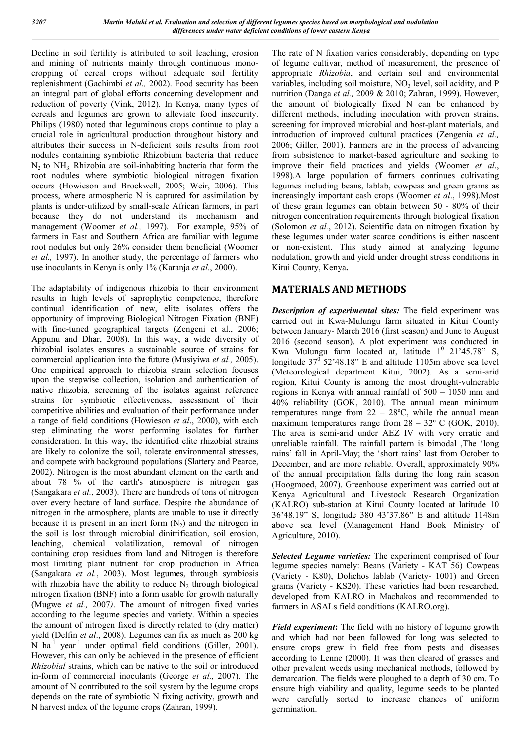Decline in soil fertility is attributed to soil leaching, erosion and mining of nutrients mainly through continuous mono-cropping of cereal crops without adequate soil fertility replenishment (Gachimbi *et al.,* 2002). Food security has been an integral part of global efforts concerning development and reduction of poverty (Vink, 2012). In Kenya, many types of cereals and legumes are grown to alleviate food insecurity. Philips (1980) noted that leguminous crops continue to play a crucial role in agricultural production throughout history and attributes their success in N-deficient soils results from root nodules containing symbiotic Rhizobium bacteria that reduce $N_2$ to $NH_3$. Rhizobia are soil-inhabiting bacteria that form the root nodules where symbiotic biological nitrogen fixation occurs (Howieson and Brockwell, 2005; Weir, 2006). This process, where atmospheric N is captured for assimilation by plants is under-utilized by small-scale African farmers, in part because they do not understand its mechanism and management (Woomer *et al.,* 1997). For example, 95% of farmers in East and Southern Africa are familiar with legume root nodules but only 26% consider them beneficial (Woomer *et al.,* 1997). In another study, the percentage of farmers who use inoculants in Kenya is only 1% (Karanja *et al*., 2000).

The adaptability of indigenous rhizobia to their environment results in high levels of saprophytic competence, therefore continual identification of new, elite isolates offers the opportunity of improving Biological Nitrogen Fixation (BNF) with fine-tuned geographical targets (Zengeni et al., 2006; Appunu and Dhar, 2008). In this way, a wide diversity of rhizobial isolates ensures a sustainable source of strains for commercial application into the future (Musiyiwa *et al.,* 2005). One empirical approach to rhizobia strain selection focuses upon the stepwise collection, isolation and authentication of native rhizobia, screening of the isolates against reference strains for symbiotic effectiveness, assessment of their competitive abilities and evaluation of their performance under a range of field conditions (Howieson *et al*., 2000), with each step eliminating the worst performing isolates for further consideration. In this way, the identified elite rhizobial strains are likely to colonize the soil, tolerate environmental stresses, and compete with background populations (Slattery and Pearce, 2002). Nitrogen is the most abundant element on the earth and about 78 % of the earth's atmosphere is nitrogen gas (Sangakara *et al.*, 2003). There are hundreds of tons of nitrogen over every hectare of land surface. Despite the abundance of nitrogen in the atmosphere, plants are unable to use it directly because it is present in an inert form ($N_2$) and the nitrogen in the soil is lost through microbial dinitrification, soil erosion, leaching, chemical volatilization, removal of nitrogen containing crop residues from land and Nitrogen is therefore most limiting plant nutrient for crop production in Africa (Sangakara *et al.*, 2003). Most legumes, through symbiosis with rhizobia have the ability to reduce $N_2$ through biological nitrogen fixation (BNF) into a form usable for growth naturally (Mugwe *et al.,* 2007*)*. The amount of nitrogen fixed varies according to the legume species and variety. Within a species the amount of nitrogen fixed is directly related to (dry matter) yield (Delfin *et al*., 2008). Legumes can fix as much as 200 kg N $ha^{-1}$ $year^{-1}$ under optimal field conditions (Giller, 2001). However, this can only be achieved in the presence of efficient *Rhizobial* strains, which can be native to the soil or introduced in-form of commercial inoculants (George *et al.,* 2007). The amount of N contributed to the soil system by the legume crops depends on the rate of symbiotic N fixing activity, growth and N harvest index of the legume crops (Zahran, 1999).

The rate of N fixation varies considerably, depending on type of legume cultivar, method of measurement, the presence of appropriate *Rhizobia*, and certain soil and environmental variables, including soil moisture, $NO_3$ level, soil acidity, and P nutrition (Danga *et al.,* 2009 & 2010; Zahran, 1999). However, the amount of biologically fixed N can be enhanced by different methods, including inoculation with proven strains, screening for improved microbial and host-plant materials, and introduction of improved cultural practices (Zengenia *et al.,* 2006; Giller, 2001). Farmers are in the process of advancing from subsistence to market-based agriculture and seeking to improve their field practices and yields (Woomer *et al*., 1998).A large population of farmers continues cultivating legumes including beans, lablab, cowpeas and green grams as increasingly important cash crops (Woomer *et al*., 1998).Most of these grain legumes can obtain between 50 - 80% of their nitrogen concentration requirements through biological fixation (Solomon *et al.*, 2012). Scientific data on nitrogen fixation by these legumes under water scarce conditions is either nascent or non-existent. This study aimed at analyzing legume nodulation, growth and yield under drought stress conditions in Kitui County, Kenya**.**

## MATERIALS AND METHODS

***Description of experimental sites:*** The field experiment was carried out in Kwa-Mulungu farm situated in Kitui County between January- March 2016 (first season) and June to August 2016 (second season). A plot experiment was conducted in Kwa Mulungu farm located at, latitude $1^0$ 21'45.78" S, longitude $37^0$ 52'48.18" E and altitude 1105m above sea level (Meteorological department Kitui, 2002). As a semi-arid region, Kitui County is among the most drought-vulnerable regions in Kenya with annual rainfall of 500 – 1050 mm and 40% reliability (GOK, 2010). The annual mean minimum temperatures range from 22 – 28ºC, while the annual mean maximum temperatures range from 28 – 32º C (GOK, 2010). The area is semi-arid under AEZ IV with very erratic and unreliable rainfall. The rainfall pattern is bimodal ,The 'long rains' fall in April-May; the 'short rains' last from October to December, and are more reliable. Overall, approximately 90% of the annual precipitation falls during the long rain season (Hoogmoed, 2007). Greenhouse experiment was carried out at Kenya Agricultural and Livestock Research Organization (KALRO) sub-station at Kitui County located at latitude 10 36'48.19" S, longitude 380 43'37.86" E and altitude 1148m above sea level (Management Hand Book Ministry of Agriculture, 2010).

***Selected Legume varieties:*** The experiment comprised of four legume species namely: Beans (Variety - KAT 56) Cowpeas (Variety - K80), Dolichos lablab (Variety- 1001) and Green grams (Variety - KS20). These varieties had been researched, developed from KALRO in Machakos and recommended to farmers in ASALs field conditions (KALRO.org).

***Field experiment*:** The field with no history of legume growth and which had not been fallowed for long was selected to ensure crops grew in field free from pests and diseases according to Lenne (2000). It was then cleared of grasses and other prevalent weeds using mechanical methods, followed by demarcation. The fields were ploughed to a depth of 30 cm. To ensure high viability and quality, legume seeds to be planted were carefully sorted to increase chances of uniform germination.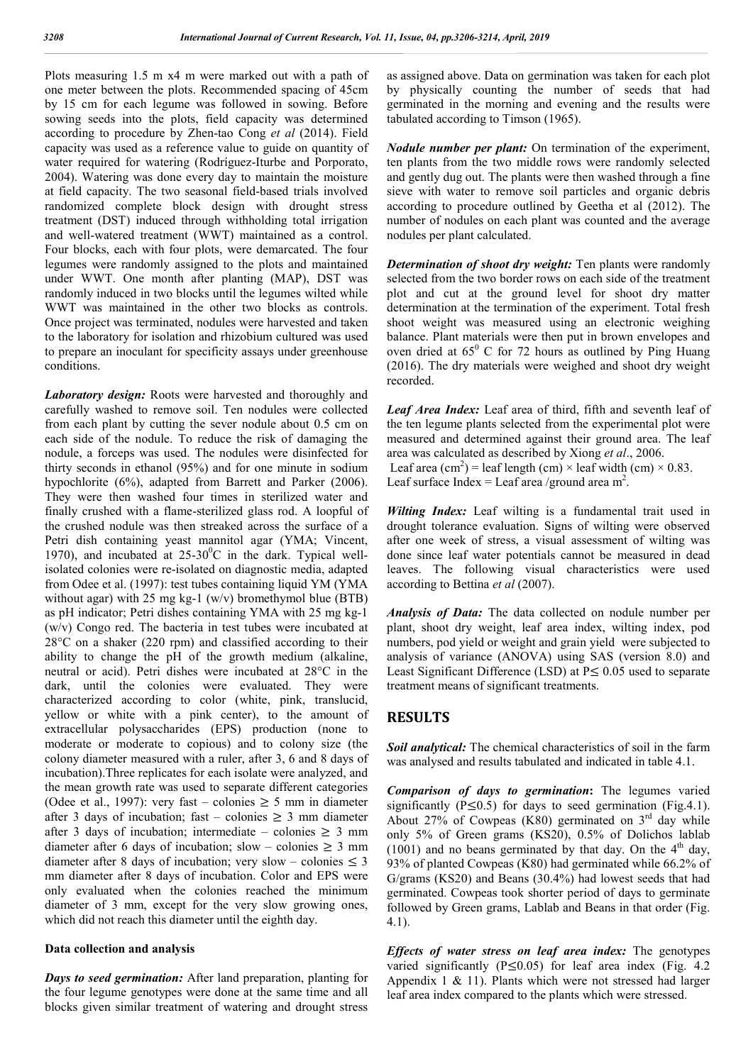Plots measuring 1.5 m x4 m were marked out with a path of one meter between the plots. Recommended spacing of 45cm by 15 cm for each legume was followed in sowing. Before sowing seeds into the plots, field capacity was determined according to procedure by Zhen-tao Cong *et al* (2014). Field capacity was used as a reference value to guide on quantity of water required for watering (Rodríguez-Iturbe and Porporato, 2004). Watering was done every day to maintain the moisture at field capacity. The two seasonal field-based trials involved randomized complete block design with drought stress treatment (DST) induced through withholding total irrigation and well-watered treatment (WWT) maintained as a control. Four blocks, each with four plots, were demarcated. The four legumes were randomly assigned to the plots and maintained under WWT. One month after planting (MAP), DST was randomly induced in two blocks until the legumes wilted while WWT was maintained in the other two blocks as controls. Once project was terminated, nodules were harvested and taken to the laboratory for isolation and rhizobium cultured was used to prepare an inoculant for specificity assays under greenhouse conditions.

***Laboratory design:*** Roots were harvested and thoroughly and carefully washed to remove soil. Ten nodules were collected from each plant by cutting the sever nodule about 0.5 cm on each side of the nodule. To reduce the risk of damaging the nodule, a forceps was used. The nodules were disinfected for thirty seconds in ethanol (95%) and for one minute in sodium hypochlorite (6%), adapted from Barrett and Parker (2006). They were then washed four times in sterilized water and finally crushed with a flame-sterilized glass rod. A loopful of the crushed nodule was then streaked across the surface of a Petri dish containing yeast mannitol agar (YMA; Vincent, 1970), and incubated at 25-30$^0$C in the dark. Typical well-isolated colonies were re-isolated on diagnostic media, adapted from Odee et al. (1997): test tubes containing liquid YM (YMA without agar) with 25 mg kg-1 (w/v) bromethymol blue (BTB) as pH indicator; Petri dishes containing YMA with 25 mg kg-1 (w/v) Congo red. The bacteria in test tubes were incubated at 28°C on a shaker (220 rpm) and classified according to their ability to change the pH of the growth medium (alkaline, neutral or acid). Petri dishes were incubated at 28°C in the dark, until the colonies were evaluated. They were characterized according to color (white, pink, translucid, yellow or white with a pink center), to the amount of extracellular polysaccharides (EPS) production (none to moderate or moderate to copious) and to colony size (the colony diameter measured with a ruler, after 3, 6 and 8 days of incubation).Three replicates for each isolate were analyzed, and the mean growth rate was used to separate different categories (Odee et al., 1997): very fast – colonies ≥ 5 mm in diameter after 3 days of incubation; fast – colonies ≥ 3 mm diameter after 3 days of incubation; intermediate – colonies ≥ 3 mm diameter after 6 days of incubation; slow – colonies ≥ 3 mm diameter after 8 days of incubation; very slow – colonies ≤ 3 mm diameter after 8 days of incubation. Color and EPS were only evaluated when the colonies reached the minimum diameter of 3 mm, except for the very slow growing ones, which did not reach this diameter until the eighth day.

## Data collection and analysis

***Days to seed germination:*** After land preparation, planting for the four legume genotypes were done at the same time and all blocks given similar treatment of watering and drought stress as assigned above. Data on germination was taken for each plot by physically counting the number of seeds that had germinated in the morning and evening and the results were tabulated according to Timson (1965).

***Nodule number per plant:*** On termination of the experiment, ten plants from the two middle rows were randomly selected and gently dug out. The plants were then washed through a fine sieve with water to remove soil particles and organic debris according to procedure outlined by Geetha et al (2012). The number of nodules on each plant was counted and the average nodules per plant calculated.

***Determination of shoot dry weight:*** Ten plants were randomly selected from the two border rows on each side of the treatment plot and cut at the ground level for shoot dry matter determination at the termination of the experiment. Total fresh shoot weight was measured using an electronic weighing balance. Plant materials were then put in brown envelopes and oven dried at 65$^0$ C for 72 hours as outlined by Ping Huang (2016). The dry materials were weighed and shoot dry weight recorded.

***Leaf Area Index:*** Leaf area of third, fifth and seventh leaf of the ten legume plants selected from the experimental plot were measured and determined against their ground area. The leaf area was calculated as described by Xiong *et al*., 2006.

Leaf area (cm$^2$) = leaf length (cm) × leaf width (cm) × 0.83.

Leaf surface Index = Leaf area /ground area m$^2$.

***Wilting Index:*** Leaf wilting is a fundamental trait used in drought tolerance evaluation. Signs of wilting were observed after one week of stress, a visual assessment of wilting was done since leaf water potentials cannot be measured in dead leaves. The following visual characteristics were used according to Bettina *et al* (2007).

***Analysis of Data:*** The data collected on nodule number per plant, shoot dry weight, leaf area index, wilting index, pod numbers, pod yield or weight and grain yield were subjected to analysis of variance (ANOVA) using SAS (version 8.0) and Least Significant Difference (LSD) at P≤ 0.05 used to separate treatment means of significant treatments.

# RESULTS

***Soil analytical:*** The chemical characteristics of soil in the farm was analysed and results tabulated and indicated in table 4.1.

***Comparison of days to germination*:** The legumes varied significantly (P≤0.5) for days to seed germination (Fig.4.1). About 27% of Cowpeas (K80) germinated on 3$^{rd}$ day while only 5% of Green grams (KS20), 0.5% of Dolichos lablab (1001) and no beans germinated by that day. On the 4$^{th}$ day, 93% of planted Cowpeas (K80) had germinated while 66.2% of G/grams (KS20) and Beans (30.4%) had lowest seeds that had germinated. Cowpeas took shorter period of days to germinate followed by Green grams, Lablab and Beans in that order (Fig. 4.1).

***Effects of water stress on leaf area index:*** The genotypes varied significantly (P≤0.05) for leaf area index (Fig. 4.2 Appendix 1 & 11). Plants which were not stressed had larger leaf area index compared to the plants which were stressed.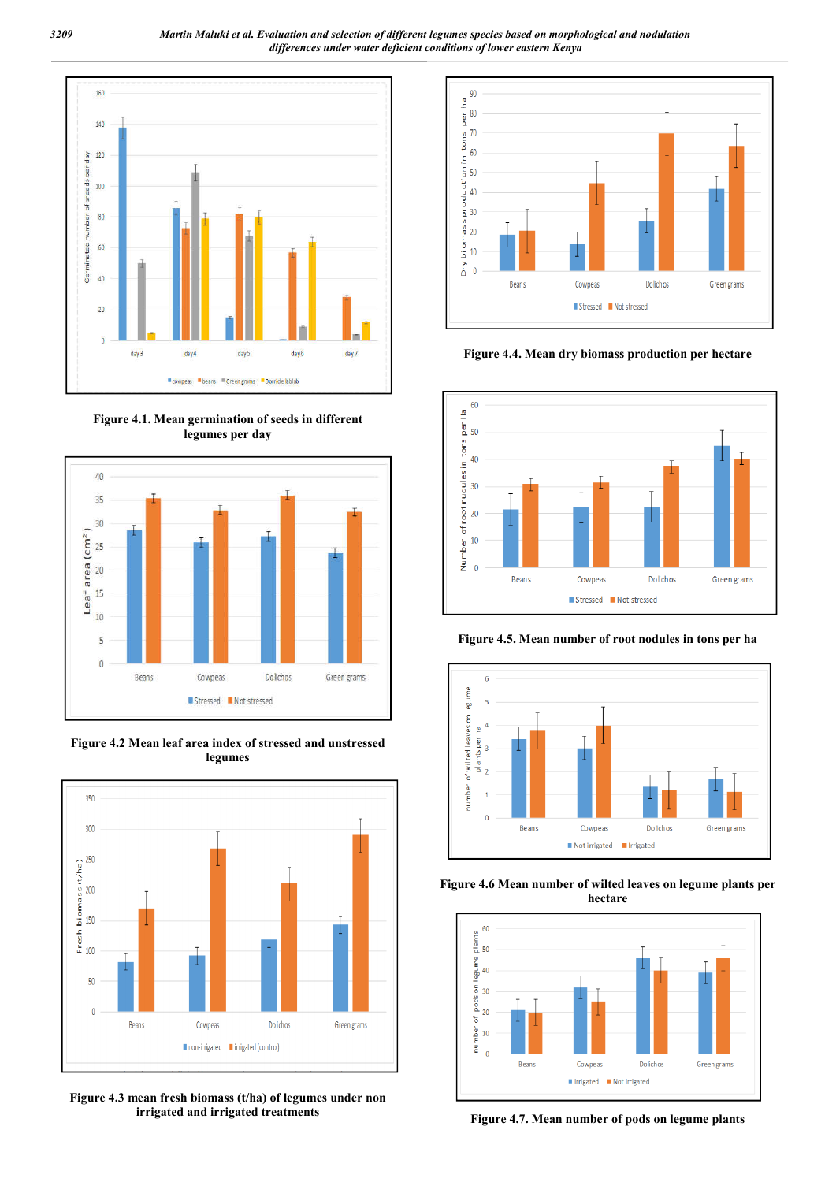Figure 4.1. Mean germination of seeds in different legumes per day

Figure 4.2 Mean leaf area index of stressed and unstressed legumes

Figure 4.3 mean fresh biomass (t/ha) of legumes under non irrigated and irrigated treatments

Figure 4.4. Mean dry biomass production per hectare

Figure 4.5. Mean number of root nodules in tons per ha

Figure 4.6 Mean number of wilted leaves on legume plants per hectare

Figure 4.7. Mean number of pods on legume plants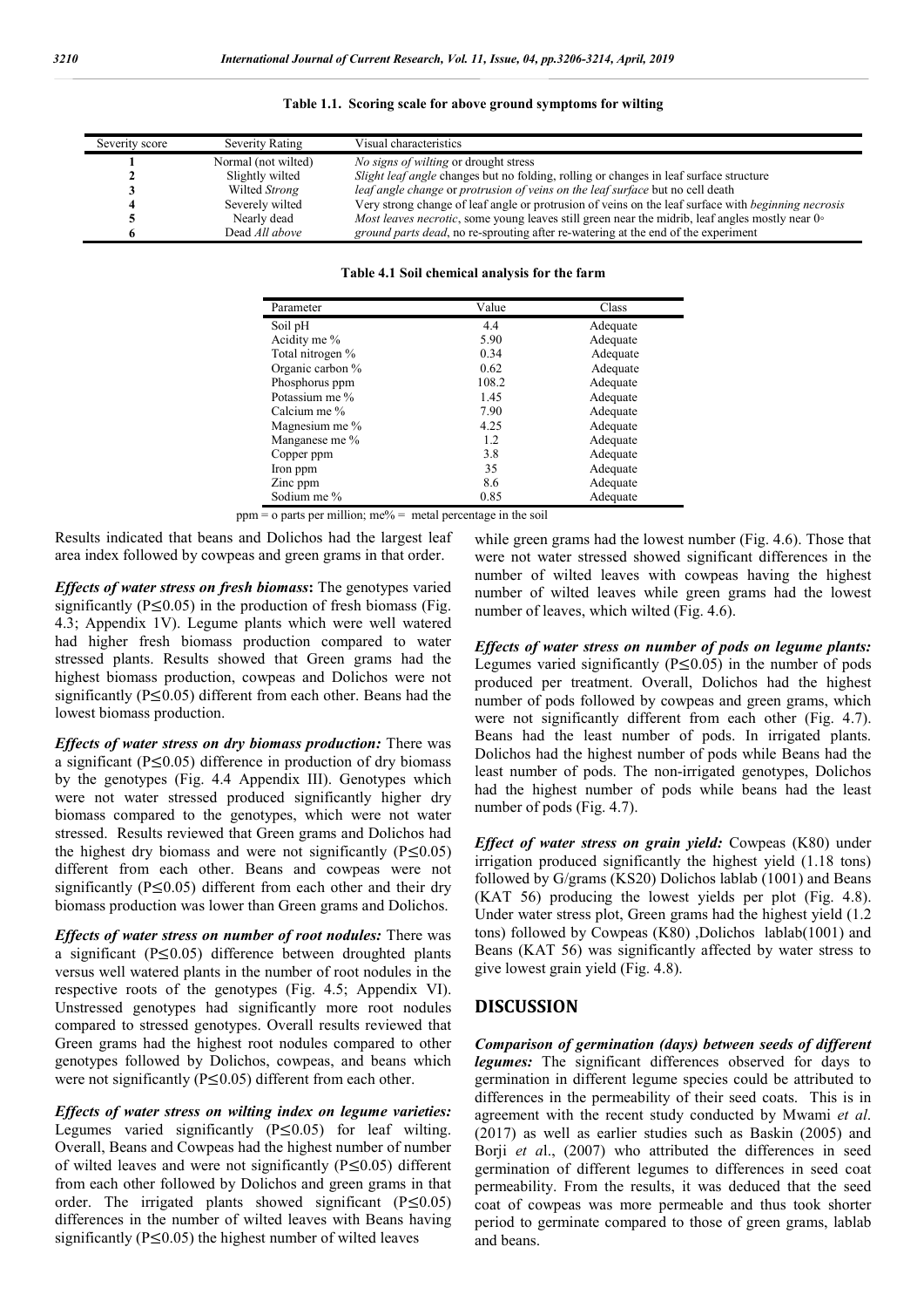**Table 1.1. Scoring scale for above ground symptoms for wilting**

| Severity score | Severity Rating | Visual characteristics |
|---|---|---|
| **1** | Normal (not wilted) | *No signs of wilting* or drought stress |
| **2** | Slightly wilted | *Slight leaf angle* changes but no folding, rolling or changes in leaf surface structure |
| **3** | Wilted *Strong* | *leaf angle change* or *protrusion of veins on the leaf surface* but no cell death |
| **4** | Severely wilted | Very strong change of leaf angle or protrusion of veins on the leaf surface with *beginning necrosis* |
| **5** | Nearly dead | *Most leaves necrotic*, some young leaves still green near the midrib, leaf angles mostly near 0◦ |
| **6** | Dead *All above* | *ground parts dead*, no re-sprouting after re-watering at the end of the experiment |

**Table 4.1 Soil chemical analysis for the farm**

| Parameter | Value | Class |
|---|---|---|
| Soil pH | 4.4 | Adequate |
| Acidity me % | 5.90 | Adequate |
| Total nitrogen % | 0.34 | Adequate |
| Organic carbon % | 0.62 | Adequate |
| Phosphorus ppm | 108.2 | Adequate |
| Potassium me % | 1.45 | Adequate |
| Calcium me % | 7.90 | Adequate |
| Magnesium me % | 4.25 | Adequate |
| Manganese me % | 1.2 | Adequate |
| Copper ppm | 3.8 | Adequate |
| Iron ppm | 35 | Adequate |
| Zinc ppm | 8.6 | Adequate |
| Sodium me % | 0.85 | Adequate |

ppm = o parts per million; me% = metal percentage in the soil

Results indicated that beans and Dolichos had the largest leaf area index followed by cowpeas and green grams in that order.

***Effects of water stress on fresh biomass*:** The genotypes varied significantly ($P \leq 0.05$) in the production of fresh biomass (Fig. 4.3; Appendix 1V). Legume plants which were well watered had higher fresh biomass production compared to water stressed plants. Results showed that Green grams had the highest biomass production, cowpeas and Dolichos were not significantly ($P \leq 0.05$) different from each other. Beans had the lowest biomass production.

***Effects of water stress on dry biomass production:*** There was a significant ($P \leq 0.05$) difference in production of dry biomass by the genotypes (Fig. 4.4 Appendix III). Genotypes which were not water stressed produced significantly higher dry biomass compared to the genotypes, which were not water stressed. Results reviewed that Green grams and Dolichos had the highest dry biomass and were not significantly ($P \leq 0.05$) different from each other. Beans and cowpeas were not significantly ($P \leq 0.05$) different from each other and their dry biomass production was lower than Green grams and Dolichos.

***Effects of water stress on number of root nodules:*** There was a significant ($P \leq 0.05$) difference between droughted plants versus well watered plants in the number of root nodules in the respective roots of the genotypes (Fig. 4.5; Appendix VI). Unstressed genotypes had significantly more root nodules compared to stressed genotypes. Overall results reviewed that Green grams had the highest root nodules compared to other genotypes followed by Dolichos, cowpeas, and beans which were not significantly ($P \leq 0.05$) different from each other.

***Effects of water stress on wilting index on legume varieties:*** Legumes varied significantly ($P \leq 0.05$) for leaf wilting. Overall, Beans and Cowpeas had the highest number of number of wilted leaves and were not significantly ($P \leq 0.05$) different from each other followed by Dolichos and green grams in that order. The irrigated plants showed significant ($P \leq 0.05$) differences in the number of wilted leaves with Beans having significantly ($P \leq 0.05$) the highest number of wilted leaves while green grams had the lowest number (Fig. 4.6). Those that were not water stressed showed significant differences in the number of wilted leaves with cowpeas having the highest number of wilted leaves while green grams had the lowest number of leaves, which wilted (Fig. 4.6).

***Effects of water stress on number of pods on legume plants:*** Legumes varied significantly ($P \leq 0.05$) in the number of pods produced per treatment. Overall, Dolichos had the highest number of pods followed by cowpeas and green grams, which were not significantly different from each other (Fig. 4.7). Beans had the least number of pods. In irrigated plants. Dolichos had the highest number of pods while Beans had the least number of pods. The non-irrigated genotypes, Dolichos had the highest number of pods while beans had the least number of pods (Fig. 4.7).

***Effect of water stress on grain yield:*** Cowpeas (K80) under irrigation produced significantly the highest yield (1.18 tons) followed by G/grams (KS20) Dolichos lablab (1001) and Beans (KAT 56) producing the lowest yields per plot (Fig. 4.8). Under water stress plot, Green grams had the highest yield (1.2 tons) followed by Cowpeas (K80) ,Dolichos lablab(1001) and Beans (KAT 56) was significantly affected by water stress to give lowest grain yield (Fig. 4.8).

## DISCUSSION

***Comparison of germination (days) between seeds of different legumes:*** The significant differences observed for days to germination in different legume species could be attributed to differences in the permeability of their seed coats. This is in agreement with the recent study conducted by Mwami *et al*. (2017) as well as earlier studies such as Baskin (2005) and Borji *et a*l., (2007) who attributed the differences in seed germination of different legumes to differences in seed coat permeability. From the results, it was deduced that the seed coat of cowpeas was more permeable and thus took shorter period to germinate compared to those of green grams, lablab and beans.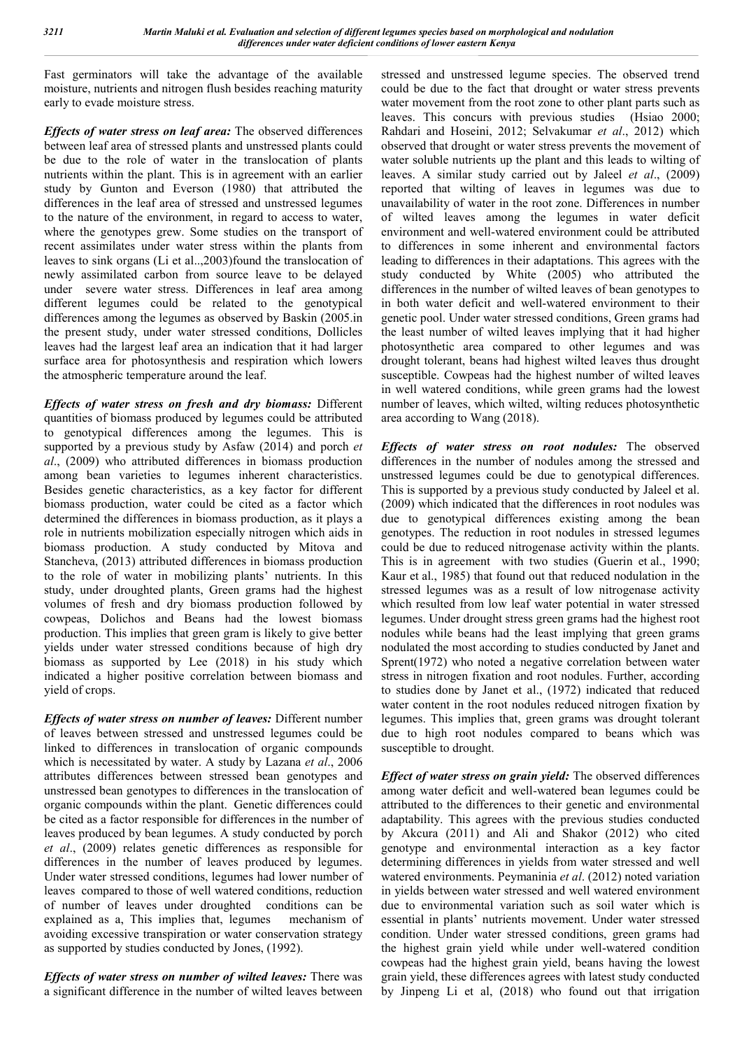Fast germinators will take the advantage of the available moisture, nutrients and nitrogen flush besides reaching maturity early to evade moisture stress.

***Effects of water stress on leaf area:*** The observed differences between leaf area of stressed plants and unstressed plants could be due to the role of water in the translocation of plants nutrients within the plant. This is in agreement with an earlier study by Gunton and Everson (1980) that attributed the differences in the leaf area of stressed and unstressed legumes to the nature of the environment, in regard to access to water, where the genotypes grew. Some studies on the transport of recent assimilates under water stress within the plants from leaves to sink organs (Li et al..,2003)found the translocation of newly assimilated carbon from source leave to be delayed under severe water stress. Differences in leaf area among different legumes could be related to the genotypical differences among the legumes as observed by Baskin (2005.in the present study, under water stressed conditions, Dollicles leaves had the largest leaf area an indication that it had larger surface area for photosynthesis and respiration which lowers the atmospheric temperature around the leaf.

***Effects of water stress on fresh and dry biomass:*** Different quantities of biomass produced by legumes could be attributed to genotypical differences among the legumes. This is supported by a previous study by Asfaw (2014) and porch *et al*., (2009) who attributed differences in biomass production among bean varieties to legumes inherent characteristics. Besides genetic characteristics, as a key factor for different biomass production, water could be cited as a factor which determined the differences in biomass production, as it plays a role in nutrients mobilization especially nitrogen which aids in biomass production. A study conducted by Mitova and Stancheva, (2013) attributed differences in biomass production to the role of water in mobilizing plants' nutrients. In this study, under droughted plants, Green grams had the highest volumes of fresh and dry biomass production followed by cowpeas, Dolichos and Beans had the lowest biomass production. This implies that green gram is likely to give better yields under water stressed conditions because of high dry biomass as supported by Lee (2018) in his study which indicated a higher positive correlation between biomass and yield of crops.

***Effects of water stress on number of leaves:*** Different number of leaves between stressed and unstressed legumes could be linked to differences in translocation of organic compounds which is necessitated by water. A study by Lazana *et al*., 2006 attributes differences between stressed bean genotypes and unstressed bean genotypes to differences in the translocation of organic compounds within the plant. Genetic differences could be cited as a factor responsible for differences in the number of leaves produced by bean legumes. A study conducted by porch *et al*., (2009) relates genetic differences as responsible for differences in the number of leaves produced by legumes. Under water stressed conditions, legumes had lower number of leaves compared to those of well watered conditions, reduction of number of leaves under droughted conditions can be explained as a, This implies that, legumes mechanism of avoiding excessive transpiration or water conservation strategy as supported by studies conducted by Jones, (1992).

***Effects of water stress on number of wilted leaves:*** There was a significant difference in the number of wilted leaves between stressed and unstressed legume species. The observed trend could be due to the fact that drought or water stress prevents water movement from the root zone to other plant parts such as leaves. This concurs with previous studies (Hsiao 2000; Rahdari and Hoseini, 2012; Selvakumar *et al*., 2012) which observed that drought or water stress prevents the movement of water soluble nutrients up the plant and this leads to wilting of leaves. A similar study carried out by Jaleel *et al*., (2009) reported that wilting of leaves in legumes was due to unavailability of water in the root zone. Differences in number of wilted leaves among the legumes in water deficit environment and well-watered environment could be attributed to differences in some inherent and environmental factors leading to differences in their adaptations. This agrees with the study conducted by White (2005) who attributed the differences in the number of wilted leaves of bean genotypes to in both water deficit and well-watered environment to their genetic pool. Under water stressed conditions, Green grams had the least number of wilted leaves implying that it had higher photosynthetic area compared to other legumes and was drought tolerant, beans had highest wilted leaves thus drought susceptible. Cowpeas had the highest number of wilted leaves in well watered conditions, while green grams had the lowest number of leaves, which wilted, wilting reduces photosynthetic area according to Wang (2018).

***Effects of water stress on root nodules:*** The observed differences in the number of nodules among the stressed and unstressed legumes could be due to genotypical differences. This is supported by a previous study conducted by Jaleel et al. (2009) which indicated that the differences in root nodules was due to genotypical differences existing among the bean genotypes. The reduction in root nodules in stressed legumes could be due to reduced nitrogenase activity within the plants. This is in agreement with two studies (Guerin et al., 1990; Kaur et al., 1985) that found out that reduced nodulation in the stressed legumes was as a result of low nitrogenase activity which resulted from low leaf water potential in water stressed legumes. Under drought stress green grams had the highest root nodules while beans had the least implying that green grams nodulated the most according to studies conducted by Janet and Sprent(1972) who noted a negative correlation between water stress in nitrogen fixation and root nodules. Further, according to studies done by Janet et al., (1972) indicated that reduced water content in the root nodules reduced nitrogen fixation by legumes. This implies that, green grams was drought tolerant due to high root nodules compared to beans which was susceptible to drought.

***Effect of water stress on grain yield:*** The observed differences among water deficit and well-watered bean legumes could be attributed to the differences to their genetic and environmental adaptability. This agrees with the previous studies conducted by Akcura (2011) and Ali and Shakor (2012) who cited genotype and environmental interaction as a key factor determining differences in yields from water stressed and well watered environments. Peymaninia *et al*. (2012) noted variation in yields between water stressed and well watered environment due to environmental variation such as soil water which is essential in plants' nutrients movement. Under water stressed condition. Under water stressed conditions, green grams had the highest grain yield while under well-watered condition cowpeas had the highest grain yield, beans having the lowest grain yield, these differences agrees with latest study conducted by Jinpeng Li et al, (2018) who found out that irrigation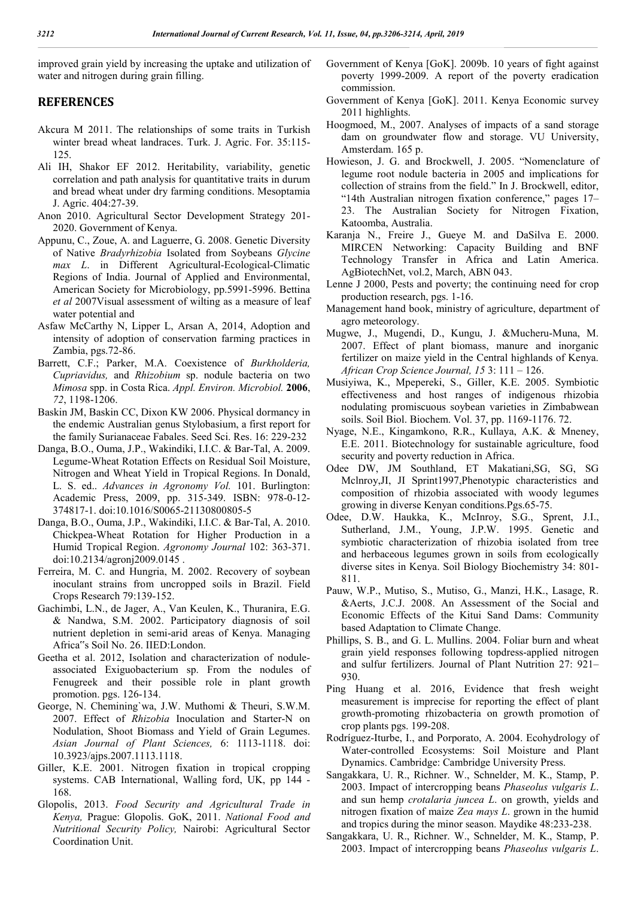improved grain yield by increasing the uptake and utilization of water and nitrogen during grain filling.

## REFERENCES

Akcura M 2011. The relationships of some traits in Turkish winter bread wheat landraces. Turk. J. Agric. For. 35:115-125.

Ali IH, Shakor EF 2012. Heritability, variability, genetic correlation and path analysis for quantitative traits in durum and bread wheat under dry farming conditions. Mesoptamia J. Agric. 404:27-39.

Anon 2010. Agricultural Sector Development Strategy 201-2020. Government of Kenya.

Appunu, C., Zoue, A. and Laguerre, G. 2008. Genetic Diversity of Native *Bradyrhizobia* Isolated from Soybeans *Glycine max L*. in Different Agricultural-Ecological-Climatic Regions of India. Journal of Applied and Environmental, American Society for Microbiology, pp.5991-5996. Bettina *et al* 2007Visual assessment of wilting as a measure of leaf water potential and

Asfaw McCarthy N, Lipper L, Arsan A, 2014, Adoption and intensity of adoption of conservation farming practices in Zambia, pgs.72-86.

Barrett, C.F.; Parker, M.A. Coexistence of *Burkholderia, Cupriavidus,* and *Rhizobium* sp. nodule bacteria on two *Mimosa* spp. in Costa Rica. *Appl. Environ. Microbiol.* **2006**, *72*, 1198-1206.

Baskin JM, Baskin CC, Dixon KW 2006. Physical dormancy in the endemic Australian genus Stylobasium, a first report for the family Surianaceae Fabales. Seed Sci. Res. 16: 229-232

Danga, B.O., Ouma, J.P., Wakindiki, I.I.C. & Bar-Tal, A. 2009. Legume-Wheat Rotation Effects on Residual Soil Moisture, Nitrogen and Wheat Yield in Tropical Regions. In Donald, L. S. ed.. *Advances in Agronomy Vol.* 101. Burlington: Academic Press, 2009, pp. 315-349. ISBN: 978-0-12-374817-1. doi:10.1016/S0065-21130800805-5

Danga, B.O., Ouma, J.P., Wakindiki, I.I.C. & Bar-Tal, A. 2010. Chickpea-Wheat Rotation for Higher Production in a Humid Tropical Region. *Agronomy Journal* 102: 363-371. doi:10.2134/agronj2009.0145 .

Ferreira, M. C. and Hungria, M. 2002. Recovery of soybean inoculant strains from uncropped soils in Brazil. Field Crops Research 79:139-152.

Gachimbi, L.N., de Jager, A., Van Keulen, K., Thuranira, E.G. & Nandwa, S.M. 2002. Participatory diagnosis of soil nutrient depletion in semi-arid areas of Kenya. Managing Africa"s Soil No. 26. IIED:London.

Geetha et al. 2012, Isolation and characterization of nodule-associated Exiguobacterium sp. From the nodules of Fenugreek and their possible role in plant growth promotion. pgs. 126-134.

George, N. Chemining`wa, J.W. Muthomi & Theuri, S.W.M. 2007. Effect of *Rhizobia* Inoculation and Starter-N on Nodulation, Shoot Biomass and Yield of Grain Legumes. *Asian Journal of Plant Sciences,* 6: 1113-1118. doi: 10.3923/ajps.2007.1113.1118.

Giller, K.E. 2001. Nitrogen fixation in tropical cropping systems. CAB International, Walling ford, UK, pp 144 - 168.

Glopolis, 2013. *Food Security and Agricultural Trade in Kenya,* Prague: Glopolis. GoK, 2011. *National Food and Nutritional Security Policy,* Nairobi: Agricultural Sector Coordination Unit.

Government of Kenya [GoK]. 2009b. 10 years of fight against poverty 1999-2009. A report of the poverty eradication commission.

Government of Kenya [GoK]. 2011. Kenya Economic survey 2011 highlights.

Hoogmoed, M., 2007. Analyses of impacts of a sand storage dam on groundwater flow and storage. VU University, Amsterdam. 165 p.

Howieson, J. G. and Brockwell, J. 2005. "Nomenclature of legume root nodule bacteria in 2005 and implications for collection of strains from the field." In J. Brockwell, editor, "14th Australian nitrogen fixation conference," pages 17–23. The Australian Society for Nitrogen Fixation, Katoomba, Australia.

Karanja N., Freire J., Gueye M. and DaSilva E. 2000. MIRCEN Networking: Capacity Building and BNF Technology Transfer in Africa and Latin America. AgBiotechNet, vol.2, March, ABN 043.

Lenne J 2000, Pests and poverty; the continuing need for crop production research, pgs. 1-16.

Management hand book, ministry of agriculture, department of agro meteorology.

Mugwe, J., Mugendi, D., Kungu, J. &Mucheru-Muna, M. 2007. Effect of plant biomass, manure and inorganic fertilizer on maize yield in the Central highlands of Kenya. *African Crop Science Journal, 15* 3: 111 – 126.

Musiyiwa, K., Mpepereki, S., Giller, K.E. 2005. Symbiotic effectiveness and host ranges of indigenous rhizobia nodulating promiscuous soybean varieties in Zimbabwean soils. Soil Biol. Biochem. Vol. 37, pp. 1169-1176. 72.

Nyage, N.E., Kingamkono, R.R., Kullaya, A.K. & Mneney, E.E. 2011. Biotechnology for sustainable agriculture, food security and poverty reduction in Africa.

Odee DW, JM Southland, ET Makatiani,SG, SG, SG Mclnroy,JI, JI Sprint1997,Phenotypic characteristics and composition of rhizobia associated with woody legumes growing in diverse Kenyan conditions.Pgs.65-75.

Odee, D.W. Haukka, K., McInroy, S.G., Sprent, J.I., Sutherland, J.M., Young, J.P.W. 1995. Genetic and symbiotic characterization of rhizobia isolated from tree and herbaceous legumes grown in soils from ecologically diverse sites in Kenya. Soil Biology Biochemistry 34: 801-811.

Pauw, W.P., Mutiso, S., Mutiso, G., Manzi, H.K., Lasage, R. &Aerts, J.C.J. 2008. An Assessment of the Social and Economic Effects of the Kitui Sand Dams: Community based Adaptation to Climate Change.

Phillips, S. B., and G. L. Mullins. 2004. Foliar burn and wheat grain yield responses following topdress-applied nitrogen and sulfur fertilizers. Journal of Plant Nutrition 27: 921–930.

Ping Huang et al. 2016, Evidence that fresh weight measurement is imprecise for reporting the effect of plant growth-promoting rhizobacteria on growth promotion of crop plants pgs. 199-208.

Rodríguez-Iturbe, I., and Porporato, A. 2004. Ecohydrology of Water-controlled Ecosystems: Soil Moisture and Plant Dynamics. Cambridge: Cambridge University Press.

Sangakkara, U. R., Richner. W., Schnelder, M. K., Stamp, P. 2003. Impact of intercropping beans *Phaseolus vulgaris L*. and sun hemp *crotalaria juncea L*. on growth, yields and nitrogen fixation of maize *Zea mays L*. grown in the humid and tropics during the minor season. Maydike 48:233-238.

Sangakkara, U. R., Richner. W., Schnelder, M. K., Stamp, P. 2003. Impact of intercropping beans *Phaseolus vulgaris L*.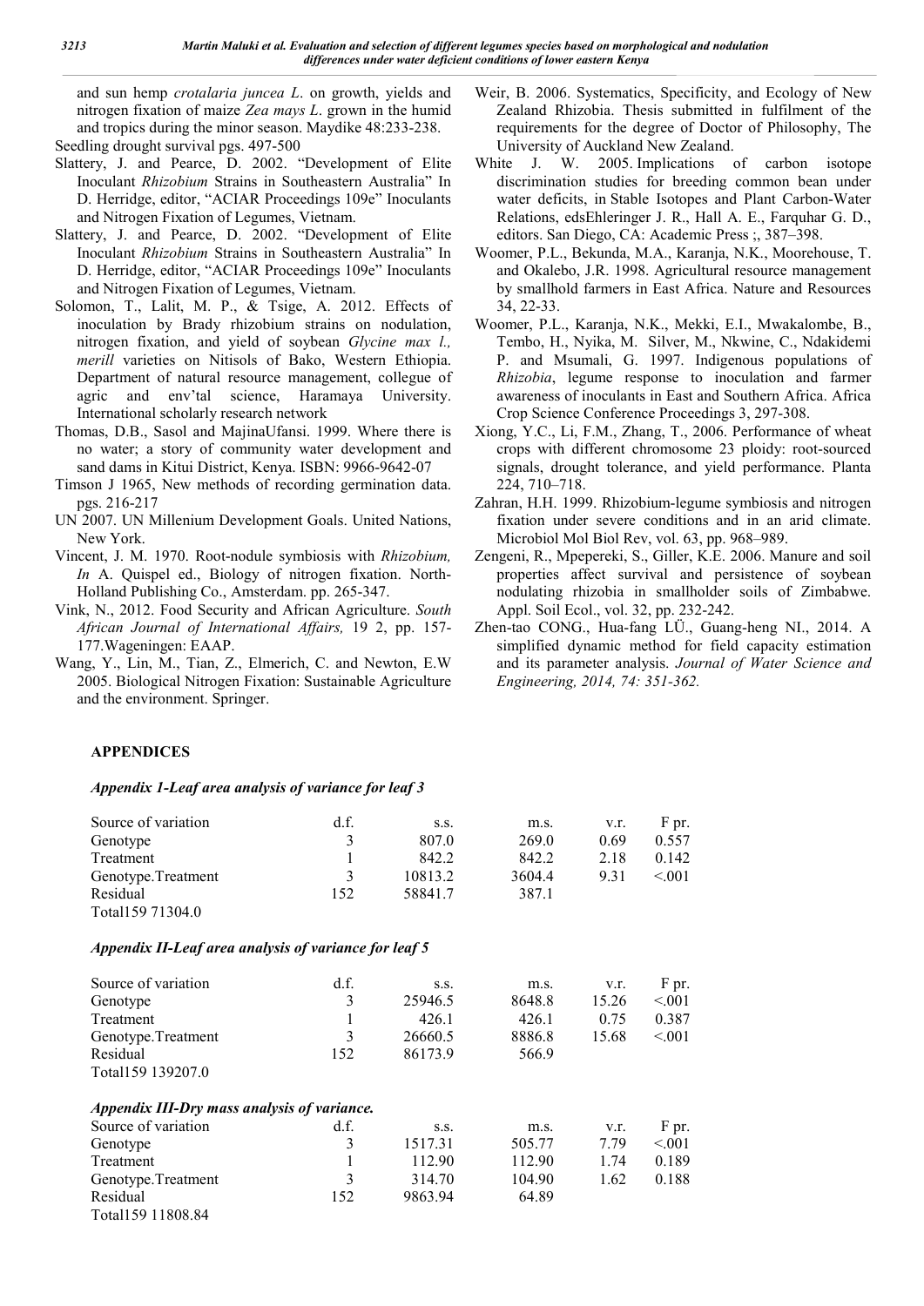and sun hemp *crotalaria juncea L*. on growth, yields and nitrogen fixation of maize *Zea mays L*. grown in the humid and tropics during the minor season. Maydike 48:233-238.

Seedling drought survival pgs. 497-500

Slattery, J. and Pearce, D. 2002. "Development of Elite Inoculant *Rhizobium* Strains in Southeastern Australia" In D. Herridge, editor, "ACIAR Proceedings 109e" Inoculants and Nitrogen Fixation of Legumes, Vietnam.

Slattery, J. and Pearce, D. 2002. "Development of Elite Inoculant *Rhizobium* Strains in Southeastern Australia" In D. Herridge, editor, "ACIAR Proceedings 109e" Inoculants and Nitrogen Fixation of Legumes, Vietnam.

Solomon, T., Lalit, M. P., & Tsige, A. 2012. Effects of inoculation by Brady rhizobium strains on nodulation, nitrogen fixation, and yield of soybean *Glycine max l., merill* varieties on Nitisols of Bako, Western Ethiopia. Department of natural resource management, collegue of agric and env'tal science, Haramaya University. International scholarly research network

Thomas, D.B., Sasol and MajinaUfansi. 1999. Where there is no water; a story of community water development and sand dams in Kitui District, Kenya. ISBN: 9966-9642-07

Timson J 1965, New methods of recording germination data. pgs. 216-217

UN 2007. UN Millenium Development Goals. United Nations, New York.

Vincent, J. M. 1970. Root-nodule symbiosis with *Rhizobium, In* A. Quispel ed., Biology of nitrogen fixation. North-Holland Publishing Co., Amsterdam. pp. 265-347.

Vink, N., 2012. Food Security and African Agriculture. *South African Journal of International Affairs,* 19 2, pp. 157-177.Wageningen: EAAP.

Wang, Y., Lin, M., Tian, Z., Elmerich, C. and Newton, E.W 2005. Biological Nitrogen Fixation: Sustainable Agriculture and the environment. Springer.

Weir, B. 2006. Systematics, Specificity, and Ecology of New Zealand Rhizobia. Thesis submitted in fulfilment of the requirements for the degree of Doctor of Philosophy, The University of Auckland New Zealand.

White J. W. 2005. Implications of carbon isotope discrimination studies for breeding common bean under water deficits, in Stable Isotopes and Plant Carbon-Water Relations, edsEhleringer J. R., Hall A. E., Farquhar G. D., editors. San Diego, CA: Academic Press ;, 387–398.

Woomer, P.L., Bekunda, M.A., Karanja, N.K., Moorehouse, T. and Okalebo, J.R. 1998. Agricultural resource management by smallhold farmers in East Africa. Nature and Resources 34, 22-33.

Woomer, P.L., Karanja, N.K., Mekki, E.I., Mwakalombe, B., Tembo, H., Nyika, M. Silver, M., Nkwine, C., Ndakidemi P. and Msumali, G. 1997. Indigenous populations of *Rhizobia*, legume response to inoculation and farmer awareness of inoculants in East and Southern Africa. Africa Crop Science Conference Proceedings 3, 297-308.

Xiong, Y.C., Li, F.M., Zhang, T., 2006. Performance of wheat crops with different chromosome 23 ploidy: root-sourced signals, drought tolerance, and yield performance. Planta 224, 710–718.

Zahran, H.H. 1999. Rhizobium-legume symbiosis and nitrogen fixation under severe conditions and in an arid climate. Microbiol Mol Biol Rev, vol. 63, pp. 968–989.

Zengeni, R., Mpepereki, S., Giller, K.E. 2006. Manure and soil properties affect survival and persistence of soybean nodulating rhizobia in smallholder soils of Zimbabwe. Appl. Soil Ecol., vol. 32, pp. 232-242.

Zhen-tao CONG., Hua-fang LÜ., Guang-heng NI., 2014. A simplified dynamic method for field capacity estimation and its parameter analysis. *Journal of Water Science and Engineering, 2014, 74: 351-362.*

## APPENDICES

### *Appendix 1-Leaf area analysis of variance for leaf 3*

| Source of variation | d.f. | s.s. | m.s. | v.r. | F pr. |
|---|---|---|---|---|---|
| Genotype | 3 | 807.0 | 269.0 | 0.69 | 0.557 |
| Treatment | 1 | 842.2 | 842.2 | 2.18 | 0.142 |
| Genotype.Treatment | 3 | 10813.2 | 3604.4 | 9.31 | <.001 |
| Residual | 152 | 58841.7 | 387.1 | | |
| Total | 159 | 71304.0 | | | |

### *Appendix II-Leaf area analysis of variance for leaf 5*

| Source of variation | d.f. | s.s. | m.s. | v.r. | F pr. |
|---|---|---|---|---|---|
| Genotype | 3 | 25946.5 | 8648.8 | 15.26 | <.001 |
| Treatment | 1 | 426.1 | 426.1 | 0.75 | 0.387 |
| Genotype.Treatment | 3 | 26660.5 | 8886.8 | 15.68 | <.001 |
| Residual | 152 | 86173.9 | 566.9 | | |
| Total | 159 | 139207.0 | | | |

### *Appendix III-Dry mass analysis of variance.*

| Source of variation | d.f. | s.s. | m.s. | v.r. | F pr. |
|---|---|---|---|---|---|
| Genotype | 3 | 1517.31 | 505.77 | 7.79 | <.001 |
| Treatment | 1 | 112.90 | 112.90 | 1.74 | 0.189 |
| Genotype.Treatment | 3 | 314.70 | 104.90 | 1.62 | 0.188 |
| Residual | 152 | 9863.94 | 64.89 | | |
| Total | 159 | 11808.84 | | | |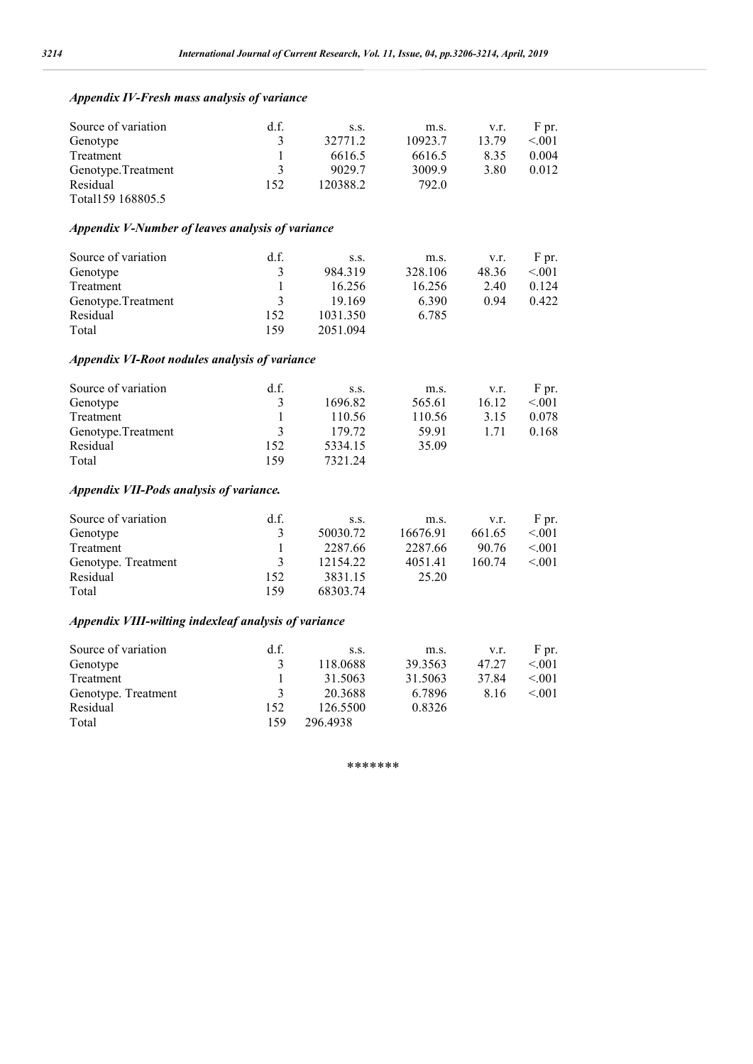### *Appendix IV-Fresh mass analysis of variance*

| Source of variation | d.f. | s.s. | m.s. | v.r. | F pr. |
|---|---|---|---|---|---|
| Genotype | 3 | 32771.2 | 10923.7 | 13.79 | <.001 |
| Treatment | 1 | 6616.5 | 6616.5 | 8.35 | 0.004 |
| Genotype.Treatment | 3 | 9029.7 | 3009.9 | 3.80 | 0.012 |
| Residual | 152 | 120388.2 | 792.0 | | |
| Total159 168805.5 | | | | | |

### *Appendix V-Number of leaves analysis of variance*

| Source of variation | d.f. | s.s. | m.s. | v.r. | F pr. |
|---|---|---|---|---|---|
| Genotype | 3 | 984.319 | 328.106 | 48.36 | <.001 |
| Treatment | 1 | 16.256 | 16.256 | 2.40 | 0.124 |
| Genotype.Treatment | 3 | 19.169 | 6.390 | 0.94 | 0.422 |
| Residual | 152 | 1031.350 | 6.785 | | |
| Total | 159 | 2051.094 | | | |

### *Appendix VI-Root nodules analysis of variance*

| Source of variation | d.f. | s.s. | m.s. | v.r. | F pr. |
|---|---|---|---|---|---|
| Genotype | 3 | 1696.82 | 565.61 | 16.12 | <.001 |
| Treatment | 1 | 110.56 | 110.56 | 3.15 | 0.078 |
| Genotype.Treatment | 3 | 179.72 | 59.91 | 1.71 | 0.168 |
| Residual | 152 | 5334.15 | 35.09 | | |
| Total | 159 | 7321.24 | | | |

### *Appendix VII-Pods analysis of variance.*

| Source of variation | d.f. | s.s. | m.s. | v.r. | F pr. |
|---|---|---|---|---|---|
| Genotype | 3 | 50030.72 | 16676.91 | 661.65 | <.001 |
| Treatment | 1 | 2287.66 | 2287.66 | 90.76 | <.001 |
| Genotype. Treatment | 3 | 12154.22 | 4051.41 | 160.74 | <.001 |
| Residual | 152 | 3831.15 | 25.20 | | |
| Total | 159 | 68303.74 | | | |

### *Appendix VIII-wilting indexleaf analysis of variance*

| Source of variation | d.f. | s.s. | m.s. | v.r. | F pr. |
|---|---|---|---|---|---|
| Genotype | 3 | 118.0688 | 39.3563 | 47.27 | <.001 |
| Treatment | 1 | 31.5063 | 31.5063 | 37.84 | <.001 |
| Genotype. Treatment | 3 | 20.3688 | 6.7896 | 8.16 | <.001 |
| Residual | 152 | 126.5500 | 0.8326 | | |
| Total | 159 | 296.4938 | | | |

*******